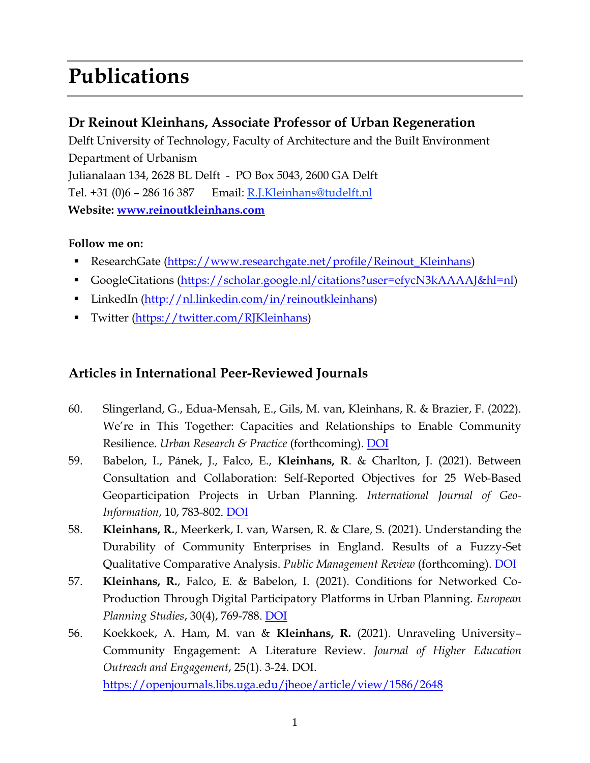# Publications

## Dr Reinout Kleinhans, Associate Professor of Urban Regeneration

Delft University of Technology, Faculty of Architecture and the Built Environment
Department of Urbanism
Julianalaan 134, 2628 BL Delft - PO Box 5043, 2600 GA Delft
Tel. +31 (0)6 – 286 16 387   Email: R.J.Kleinhans@tudelft.nl
**Website: www.reinoutkleinhans.com**

**Follow me on:**

- ResearchGate (https://www.researchgate.net/profile/Reinout_Kleinhans)
- GoogleCitations (https://scholar.google.nl/citations?user=efycN3kAAAAJ&hl=nl)
- LinkedIn (http://nl.linkedin.com/in/reinoutkleinhans)
- Twitter (https://twitter.com/RJKleinhans)

## Articles in International Peer-Reviewed Journals

60. Slingerland, G., Edua-Mensah, E., Gils, M. van, Kleinhans, R. & Brazier, F. (2022). We're in This Together: Capacities and Relationships to Enable Community Resilience. *Urban Research & Practice* (forthcoming). DOI
59. Babelon, I., Pánek, J., Falco, E., **Kleinhans, R**. & Charlton, J. (2021). Between Consultation and Collaboration: Self-Reported Objectives for 25 Web-Based Geoparticipation Projects in Urban Planning. *International Journal of Geo-Information*, 10, 783-802. DOI
58. **Kleinhans, R.**, Meerkerk, I. van, Warsen, R. & Clare, S. (2021). Understanding the Durability of Community Enterprises in England. Results of a Fuzzy-Set Qualitative Comparative Analysis. *Public Management Review* (forthcoming). DOI
57. **Kleinhans, R.**, Falco, E. & Babelon, I. (2021). Conditions for Networked Co-Production Through Digital Participatory Platforms in Urban Planning. *European Planning Studies*, 30(4), 769-788. DOI
56. Koekkoek, A. Ham, M. van & **Kleinhans, R.** (2021). Unraveling University–Community Engagement: A Literature Review. *Journal of Higher Education Outreach and Engagement*, 25(1). 3-24. DOI. https://openjournals.libs.uga.edu/jheoe/article/view/1586/2648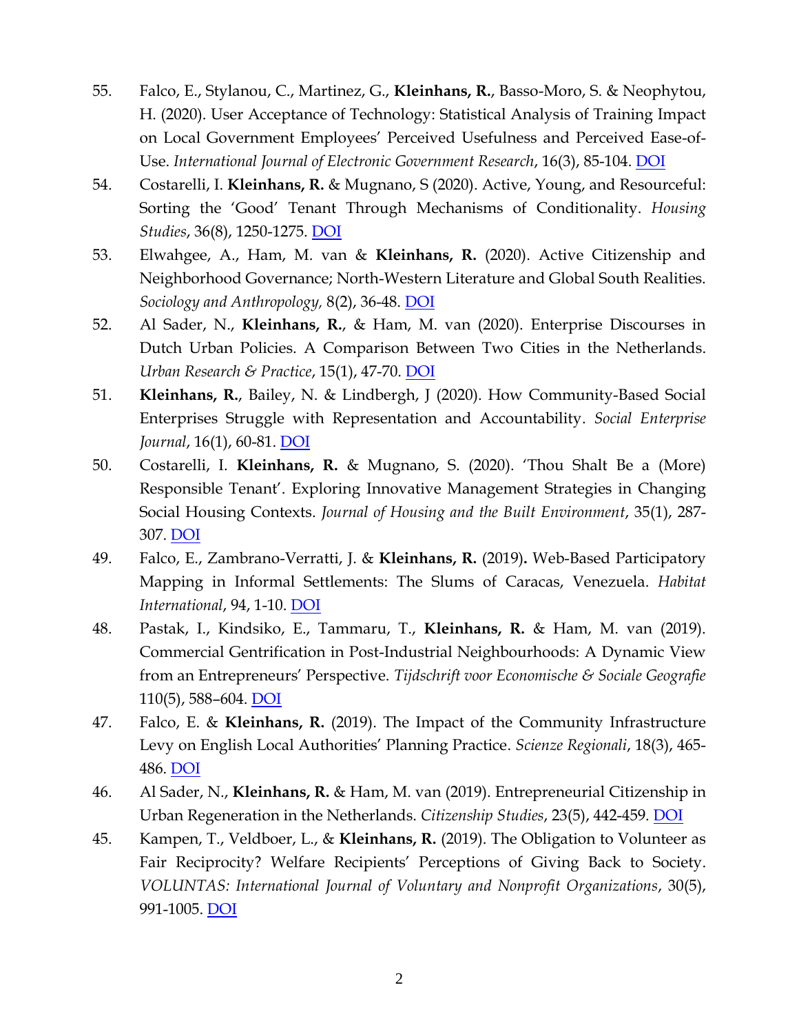55. Falco, E., Stylanou, C., Martinez, G., **Kleinhans, R.**, Basso-Moro, S. & Neophytou, H. (2020). User Acceptance of Technology: Statistical Analysis of Training Impact on Local Government Employees' Perceived Usefulness and Perceived Ease-of-Use. *International Journal of Electronic Government Research*, 16(3), 85-104. DOI
54. Costarelli, I. **Kleinhans, R.** & Mugnano, S (2020). Active, Young, and Resourceful: Sorting the 'Good' Tenant Through Mechanisms of Conditionality. *Housing Studies*, 36(8), 1250-1275. DOI
53. Elwahgee, A., Ham, M. van & **Kleinhans, R.** (2020). Active Citizenship and Neighborhood Governance; North-Western Literature and Global South Realities. *Sociology and Anthropology,* 8(2), 36-48. DOI
52. Al Sader, N., **Kleinhans, R.**, & Ham, M. van (2020). Enterprise Discourses in Dutch Urban Policies. A Comparison Between Two Cities in the Netherlands. *Urban Research & Practice*, 15(1), 47-70. DOI
51. **Kleinhans, R.**, Bailey, N. & Lindbergh, J (2020). How Community-Based Social Enterprises Struggle with Representation and Accountability. *Social Enterprise Journal*, 16(1), 60-81. DOI
50. Costarelli, I. **Kleinhans, R.** & Mugnano, S. (2020). 'Thou Shalt Be a (More) Responsible Tenant'. Exploring Innovative Management Strategies in Changing Social Housing Contexts. *Journal of Housing and the Built Environment*, 35(1), 287-307. DOI
49. Falco, E., Zambrano-Verratti, J. & **Kleinhans, R.** (2019)**.** Web-Based Participatory Mapping in Informal Settlements: The Slums of Caracas, Venezuela. *Habitat International*, 94, 1-10. DOI
48. Pastak, I., Kindsiko, E., Tammaru, T., **Kleinhans, R.** & Ham, M. van (2019). Commercial Gentrification in Post-Industrial Neighbourhoods: A Dynamic View from an Entrepreneurs' Perspective. *Tijdschrift voor Economische & Sociale Geografie* 110(5), 588–604. DOI
47. Falco, E. & **Kleinhans, R.** (2019). The Impact of the Community Infrastructure Levy on English Local Authorities' Planning Practice. *Scienze Regionali*, 18(3), 465-486. DOI
46. Al Sader, N., **Kleinhans, R.** & Ham, M. van (2019). Entrepreneurial Citizenship in Urban Regeneration in the Netherlands. *Citizenship Studies*, 23(5), 442-459. DOI
45. Kampen, T., Veldboer, L., & **Kleinhans, R.** (2019). The Obligation to Volunteer as Fair Reciprocity? Welfare Recipients' Perceptions of Giving Back to Society. *VOLUNTAS: International Journal of Voluntary and Nonprofit Organizations*, 30(5), 991-1005. DOI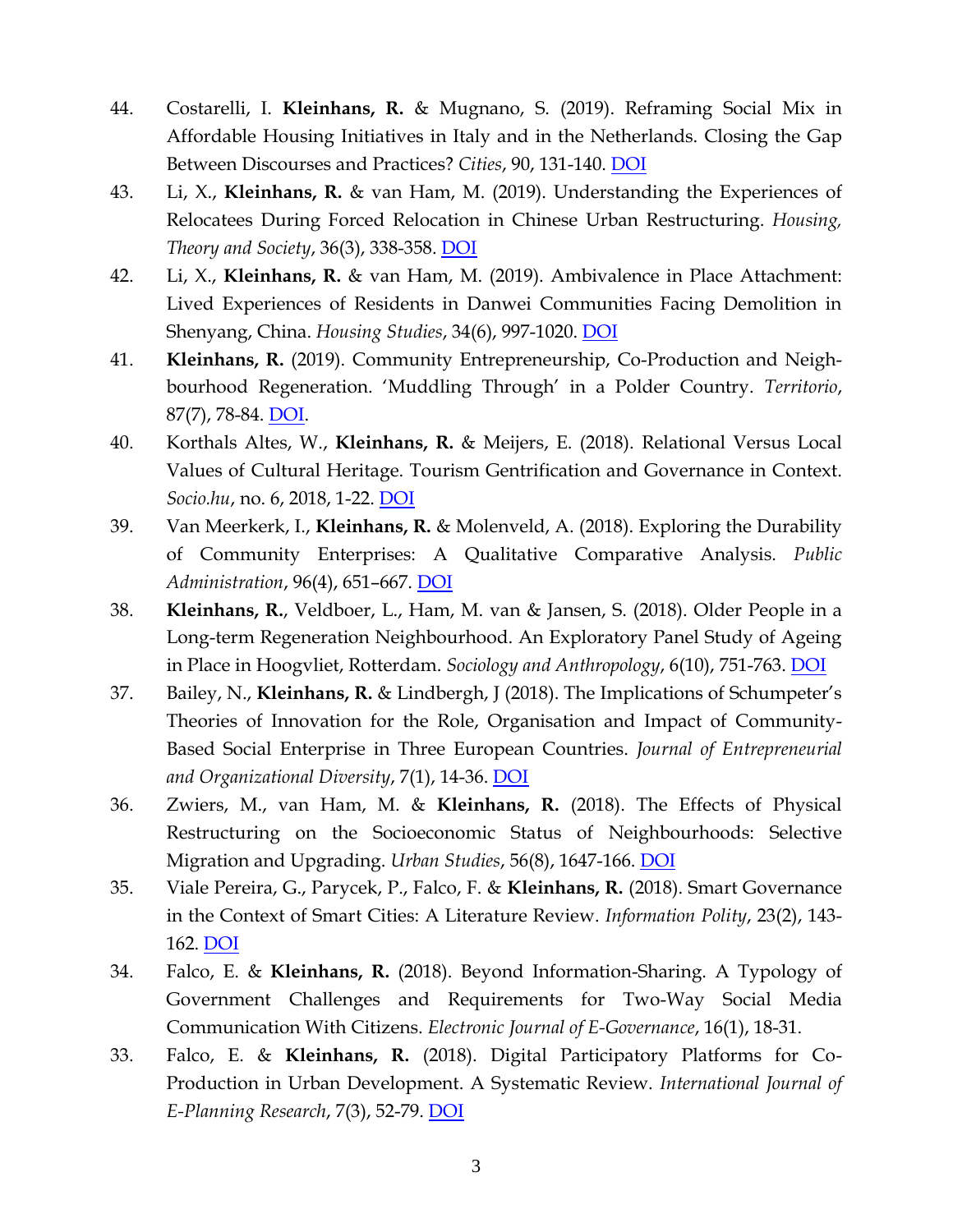44. Costarelli, I. **Kleinhans, R.** & Mugnano, S. (2019). Reframing Social Mix in Affordable Housing Initiatives in Italy and in the Netherlands. Closing the Gap Between Discourses and Practices? *Cities*, 90, 131-140. DOI

43. Li, X., **Kleinhans, R.** & van Ham, M. (2019). Understanding the Experiences of Relocatees During Forced Relocation in Chinese Urban Restructuring. *Housing, Theory and Society*, 36(3), 338-358. DOI

42. Li, X., **Kleinhans, R.** & van Ham, M. (2019). Ambivalence in Place Attachment: Lived Experiences of Residents in Danwei Communities Facing Demolition in Shenyang, China. *Housing Studies*, 34(6), 997-1020. DOI

41. **Kleinhans, R.** (2019). Community Entrepreneurship, Co-Production and Neighbourhood Regeneration. 'Muddling Through' in a Polder Country. *Territorio*, 87(7), 78-84. DOI.

40. Korthals Altes, W., **Kleinhans, R.** & Meijers, E. (2018). Relational Versus Local Values of Cultural Heritage. Tourism Gentrification and Governance in Context. *Socio.hu*, no. 6, 2018, 1-22. DOI

39. Van Meerkerk, I., **Kleinhans, R.** & Molenveld, A. (2018). Exploring the Durability of Community Enterprises: A Qualitative Comparative Analysis. *Public Administration*, 96(4), 651–667. DOI

38. **Kleinhans, R.**, Veldboer, L., Ham, M. van & Jansen, S. (2018). Older People in a Long-term Regeneration Neighbourhood. An Exploratory Panel Study of Ageing in Place in Hoogvliet, Rotterdam. *Sociology and Anthropology*, 6(10), 751-763. DOI

37. Bailey, N., **Kleinhans, R.** & Lindbergh, J (2018). The Implications of Schumpeter's Theories of Innovation for the Role, Organisation and Impact of Community-Based Social Enterprise in Three European Countries. *Journal of Entrepreneurial and Organizational Diversity*, 7(1), 14-36. DOI

36. Zwiers, M., van Ham, M. & **Kleinhans, R.** (2018). The Effects of Physical Restructuring on the Socioeconomic Status of Neighbourhoods: Selective Migration and Upgrading. *Urban Studies*, 56(8), 1647-166. DOI

35. Viale Pereira, G., Parycek, P., Falco, F. & **Kleinhans, R.** (2018). Smart Governance in the Context of Smart Cities: A Literature Review. *Information Polity*, 23(2), 143-162. DOI

34. Falco, E. & **Kleinhans, R.** (2018). Beyond Information-Sharing. A Typology of Government Challenges and Requirements for Two-Way Social Media Communication With Citizens. *Electronic Journal of E-Governance*, 16(1), 18-31.

33. Falco, E. & **Kleinhans, R.** (2018). Digital Participatory Platforms for Co-Production in Urban Development. A Systematic Review. *International Journal of E-Planning Research*, 7(3), 52-79. DOI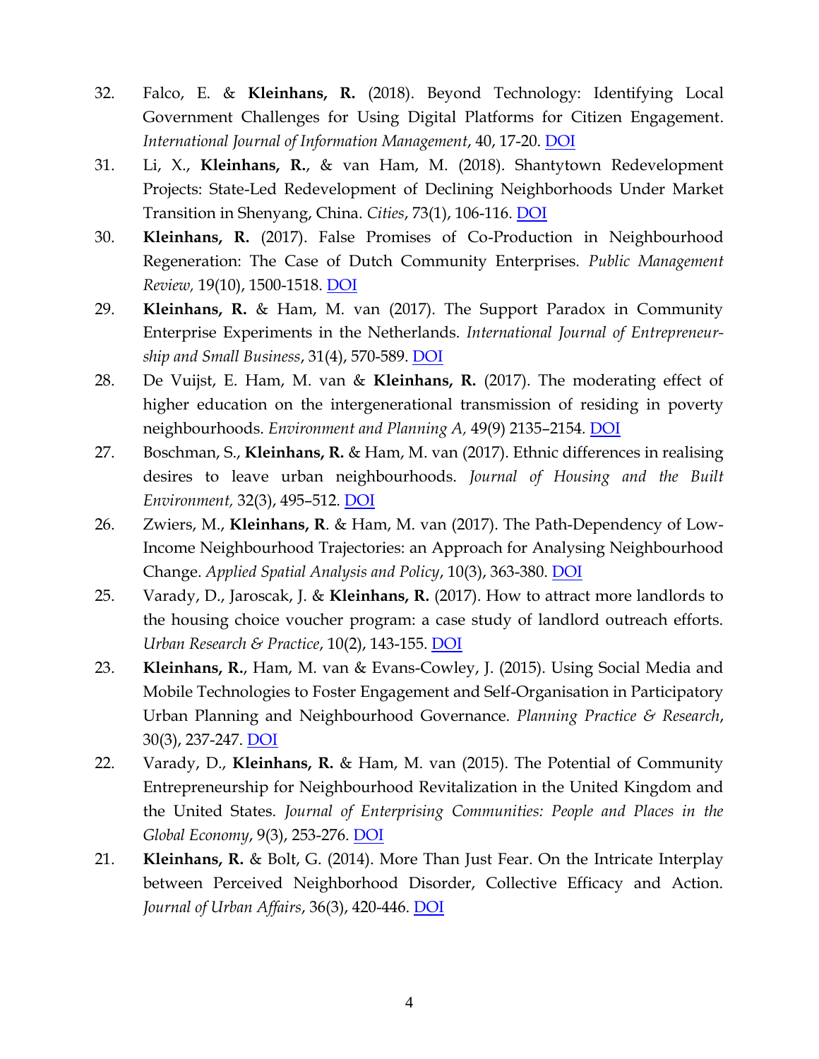32. Falco, E. & **Kleinhans, R.** (2018). Beyond Technology: Identifying Local Government Challenges for Using Digital Platforms for Citizen Engagement. *International Journal of Information Management*, 40, 17-20. DOI

31. Li, X., **Kleinhans, R.**, & van Ham, M. (2018). Shantytown Redevelopment Projects: State-Led Redevelopment of Declining Neighborhoods Under Market Transition in Shenyang, China. *Cities*, 73(1), 106-116. DOI

30. **Kleinhans, R.** (2017). False Promises of Co-Production in Neighbourhood Regeneration: The Case of Dutch Community Enterprises. *Public Management Review,* 19(10), 1500-1518. DOI

29. **Kleinhans, R.** & Ham, M. van (2017). The Support Paradox in Community Enterprise Experiments in the Netherlands. *International Journal of Entrepreneurship and Small Business*, 31(4), 570-589. DOI

28. De Vuijst, E. Ham, M. van & **Kleinhans, R.** (2017). The moderating effect of higher education on the intergenerational transmission of residing in poverty neighbourhoods. *Environment and Planning A,* 49(9) 2135–2154. DOI

27. Boschman, S., **Kleinhans, R.** & Ham, M. van (2017). Ethnic differences in realising desires to leave urban neighbourhoods. *Journal of Housing and the Built Environment,* 32(3), 495–512. DOI

26. Zwiers, M., **Kleinhans, R**. & Ham, M. van (2017). The Path-Dependency of Low-Income Neighbourhood Trajectories: an Approach for Analysing Neighbourhood Change. *Applied Spatial Analysis and Policy*, 10(3), 363-380. DOI

25. Varady, D., Jaroscak, J. & **Kleinhans, R.** (2017). How to attract more landlords to the housing choice voucher program: a case study of landlord outreach efforts. *Urban Research & Practice*, 10(2), 143-155. DOI

23. **Kleinhans, R.**, Ham, M. van & Evans-Cowley, J. (2015). Using Social Media and Mobile Technologies to Foster Engagement and Self-Organisation in Participatory Urban Planning and Neighbourhood Governance. *Planning Practice & Research*, 30(3), 237-247. DOI

22. Varady, D., **Kleinhans, R.** & Ham, M. van (2015). The Potential of Community Entrepreneurship for Neighbourhood Revitalization in the United Kingdom and the United States. *Journal of Enterprising Communities: People and Places in the Global Economy*, 9(3), 253-276. DOI

21. **Kleinhans, R.** & Bolt, G. (2014). More Than Just Fear. On the Intricate Interplay between Perceived Neighborhood Disorder, Collective Efficacy and Action. *Journal of Urban Affairs*, 36(3), 420-446. DOI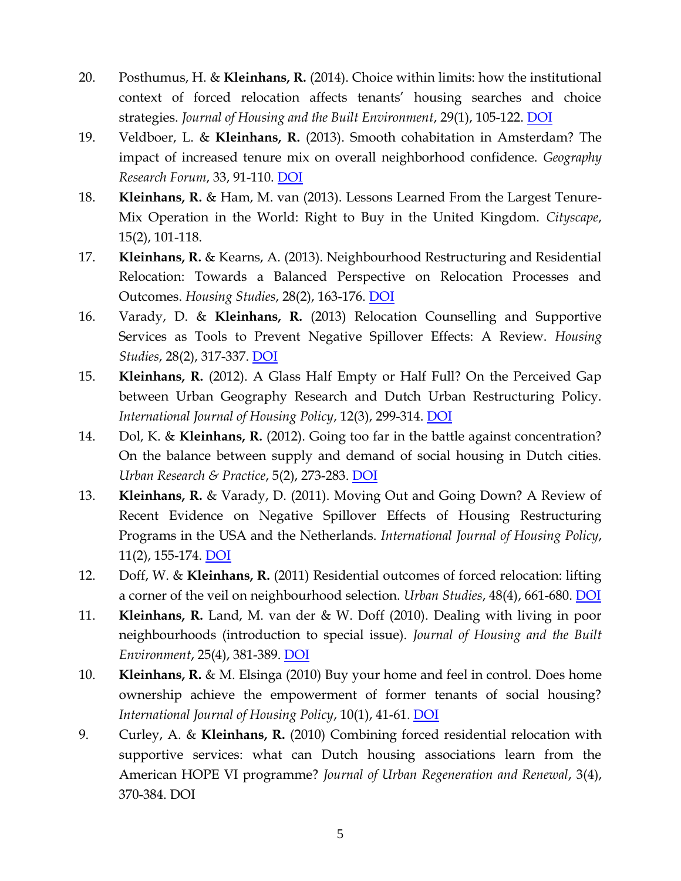20. Posthumus, H. & **Kleinhans, R.** (2014). Choice within limits: how the institutional context of forced relocation affects tenants' housing searches and choice strategies. *Journal of Housing and the Built Environment*, 29(1), 105-122. DOI

19. Veldboer, L. & **Kleinhans, R.** (2013). Smooth cohabitation in Amsterdam? The impact of increased tenure mix on overall neighborhood confidence. *Geography Research Forum*, 33, 91-110. DOI

18. **Kleinhans, R.** & Ham, M. van (2013). Lessons Learned From the Largest Tenure-Mix Operation in the World: Right to Buy in the United Kingdom. *Cityscape*, 15(2), 101-118.

17. **Kleinhans, R.** & Kearns, A. (2013). Neighbourhood Restructuring and Residential Relocation: Towards a Balanced Perspective on Relocation Processes and Outcomes. *Housing Studies*, 28(2), 163-176. DOI

16. Varady, D. & **Kleinhans, R.** (2013) Relocation Counselling and Supportive Services as Tools to Prevent Negative Spillover Effects: A Review. *Housing Studies*, 28(2), 317-337. DOI

15. **Kleinhans, R.** (2012). A Glass Half Empty or Half Full? On the Perceived Gap between Urban Geography Research and Dutch Urban Restructuring Policy. *International Journal of Housing Policy*, 12(3), 299-314. DOI

14. Dol, K. & **Kleinhans, R.** (2012). Going too far in the battle against concentration? On the balance between supply and demand of social housing in Dutch cities. *Urban Research & Practice*, 5(2), 273-283. DOI

13. **Kleinhans, R.** & Varady, D. (2011). Moving Out and Going Down? A Review of Recent Evidence on Negative Spillover Effects of Housing Restructuring Programs in the USA and the Netherlands. *International Journal of Housing Policy*, 11(2), 155-174. DOI

12. Doff, W. & **Kleinhans, R.** (2011) Residential outcomes of forced relocation: lifting a corner of the veil on neighbourhood selection. *Urban Studies*, 48(4), 661-680. DOI

11. **Kleinhans, R.** Land, M. van der & W. Doff (2010). Dealing with living in poor neighbourhoods (introduction to special issue). *Journal of Housing and the Built Environment*, 25(4), 381-389. DOI

10. **Kleinhans, R.** & M. Elsinga (2010) Buy your home and feel in control. Does home ownership achieve the empowerment of former tenants of social housing? *International Journal of Housing Policy*, 10(1), 41-61. DOI

9. Curley, A. & **Kleinhans, R.** (2010) Combining forced residential relocation with supportive services: what can Dutch housing associations learn from the American HOPE VI programme? *Journal of Urban Regeneration and Renewal*, 3(4), 370-384. DOI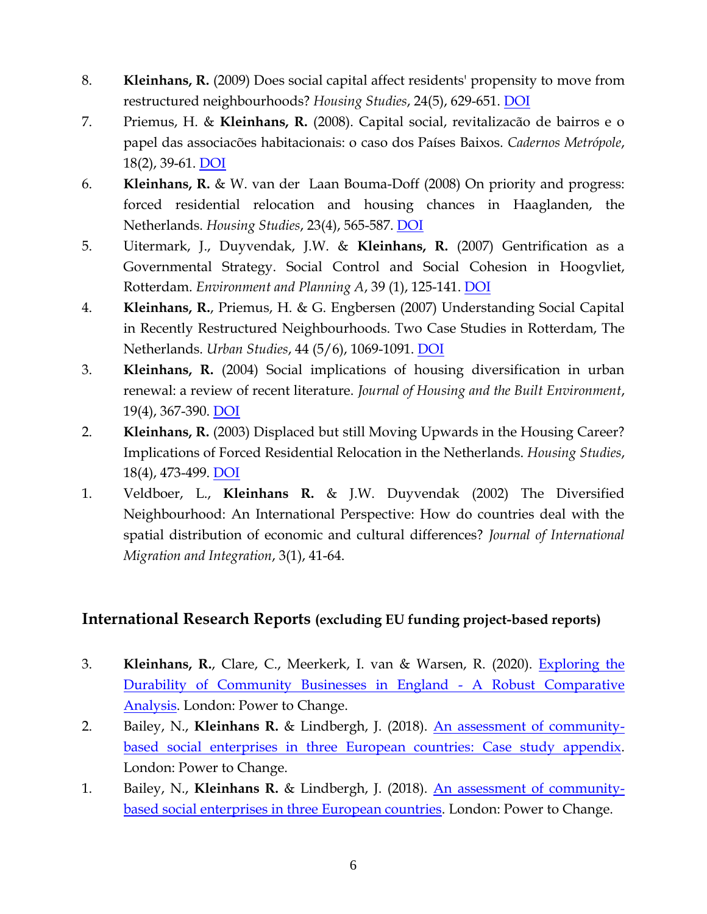8. **Kleinhans, R.** (2009) Does social capital affect residents' propensity to move from restructured neighbourhoods? *Housing Studies*, 24(5), 629-651. DOI
7. Priemus, H. & **Kleinhans, R.** (2008). Capital social, revitalizacão de bairros e o papel das associacões habitacionais: o caso dos Países Baixos. *Cadernos Metrópole*, 18(2), 39-61. DOI
6. **Kleinhans, R.** & W. van der Laan Bouma-Doff (2008) On priority and progress: forced residential relocation and housing chances in Haaglanden, the Netherlands. *Housing Studies*, 23(4), 565-587. DOI
5. Uitermark, J., Duyvendak, J.W. & **Kleinhans, R.** (2007) Gentrification as a Governmental Strategy. Social Control and Social Cohesion in Hoogvliet, Rotterdam. *Environment and Planning A*, 39 (1), 125-141. DOI
4. **Kleinhans, R.**, Priemus, H. & G. Engbersen (2007) Understanding Social Capital in Recently Restructured Neighbourhoods. Two Case Studies in Rotterdam, The Netherlands. *Urban Studies*, 44 (5/6), 1069-1091. DOI
3. **Kleinhans, R.** (2004) Social implications of housing diversification in urban renewal: a review of recent literature. *Journal of Housing and the Built Environment*, 19(4), 367-390. DOI
2. **Kleinhans, R.** (2003) Displaced but still Moving Upwards in the Housing Career? Implications of Forced Residential Relocation in the Netherlands. *Housing Studies*, 18(4), 473-499. DOI
1. Veldboer, L., **Kleinhans R.** & J.W. Duyvendak (2002) The Diversified Neighbourhood: An International Perspective: How do countries deal with the spatial distribution of economic and cultural differences? *Journal of International Migration and Integration*, 3(1), 41-64.

## International Research Reports (excluding EU funding project-based reports)

3. **Kleinhans, R.**, Clare, C., Meerkerk, I. van & Warsen, R. (2020). Exploring the Durability of Community Businesses in England - A Robust Comparative Analysis. London: Power to Change.
2. Bailey, N., **Kleinhans R.** & Lindbergh, J. (2018). An assessment of community-based social enterprises in three European countries: Case study appendix. London: Power to Change.
1. Bailey, N., **Kleinhans R.** & Lindbergh, J. (2018). An assessment of community-based social enterprises in three European countries. London: Power to Change.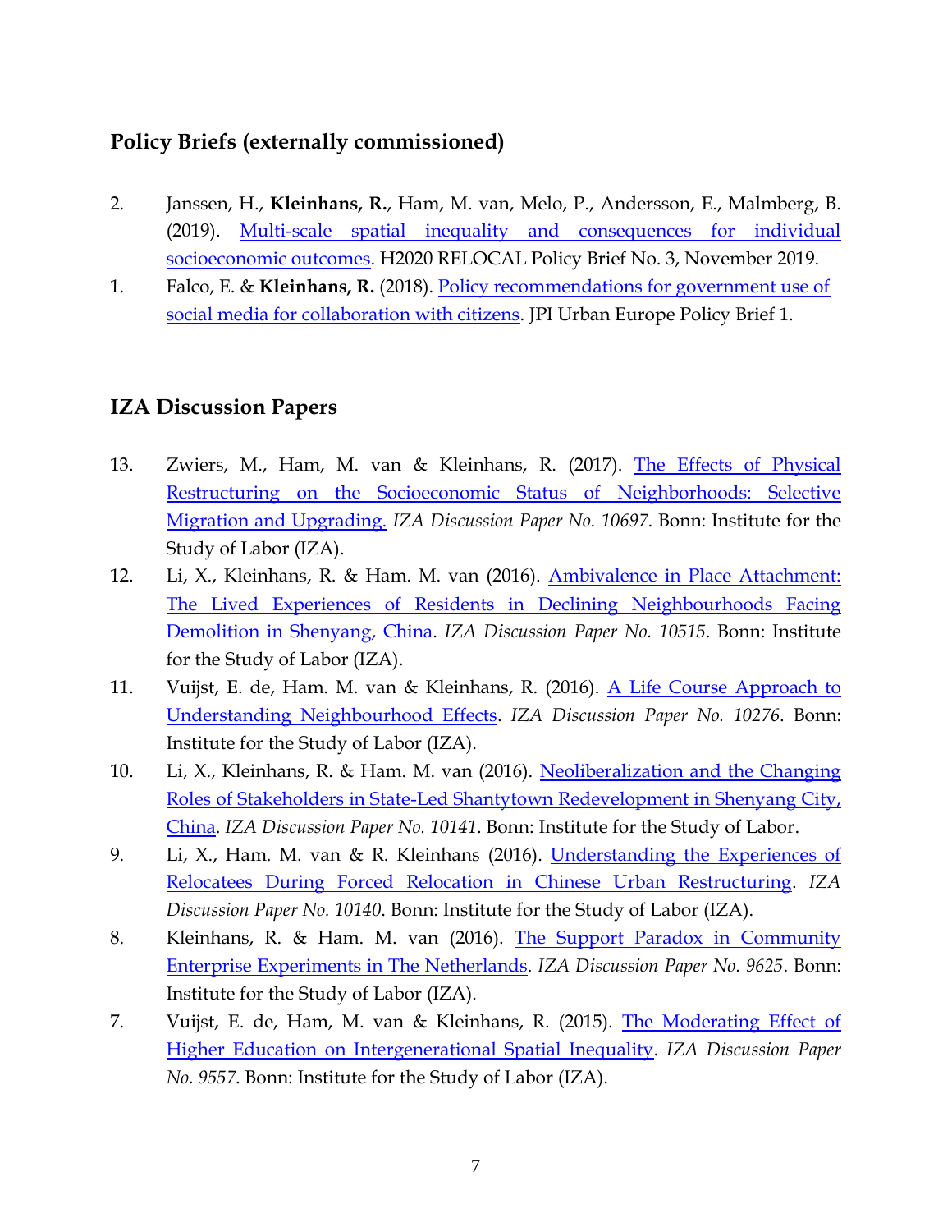## Policy Briefs (externally commissioned)

2. Janssen, H., **Kleinhans, R.**, Ham, M. van, Melo, P., Andersson, E., Malmberg, B. (2019). Multi-scale spatial inequality and consequences for individual socioeconomic outcomes. H2020 RELOCAL Policy Brief No. 3, November 2019.
1. Falco, E. & **Kleinhans, R.** (2018). Policy recommendations for government use of social media for collaboration with citizens. JPI Urban Europe Policy Brief 1.

## IZA Discussion Papers

13. Zwiers, M., Ham, M. van & Kleinhans, R. (2017). The Effects of Physical Restructuring on the Socioeconomic Status of Neighborhoods: Selective Migration and Upgrading. *IZA Discussion Paper No. 10697*. Bonn: Institute for the Study of Labor (IZA).
12. Li, X., Kleinhans, R. & Ham. M. van (2016). Ambivalence in Place Attachment: The Lived Experiences of Residents in Declining Neighbourhoods Facing Demolition in Shenyang, China. *IZA Discussion Paper No. 10515*. Bonn: Institute for the Study of Labor (IZA).
11. Vuijst, E. de, Ham. M. van & Kleinhans, R. (2016). A Life Course Approach to Understanding Neighbourhood Effects. *IZA Discussion Paper No. 10276*. Bonn: Institute for the Study of Labor (IZA).
10. Li, X., Kleinhans, R. & Ham. M. van (2016). Neoliberalization and the Changing Roles of Stakeholders in State-Led Shantytown Redevelopment in Shenyang City, China. *IZA Discussion Paper No. 10141*. Bonn: Institute for the Study of Labor.
9. Li, X., Ham. M. van & R. Kleinhans (2016). Understanding the Experiences of Relocatees During Forced Relocation in Chinese Urban Restructuring. *IZA Discussion Paper No. 10140*. Bonn: Institute for the Study of Labor (IZA).
8. Kleinhans, R. & Ham. M. van (2016). The Support Paradox in Community Enterprise Experiments in The Netherlands. *IZA Discussion Paper No. 9625*. Bonn: Institute for the Study of Labor (IZA).
7. Vuijst, E. de, Ham, M. van & Kleinhans, R. (2015). The Moderating Effect of Higher Education on Intergenerational Spatial Inequality. *IZA Discussion Paper No. 9557*. Bonn: Institute for the Study of Labor (IZA).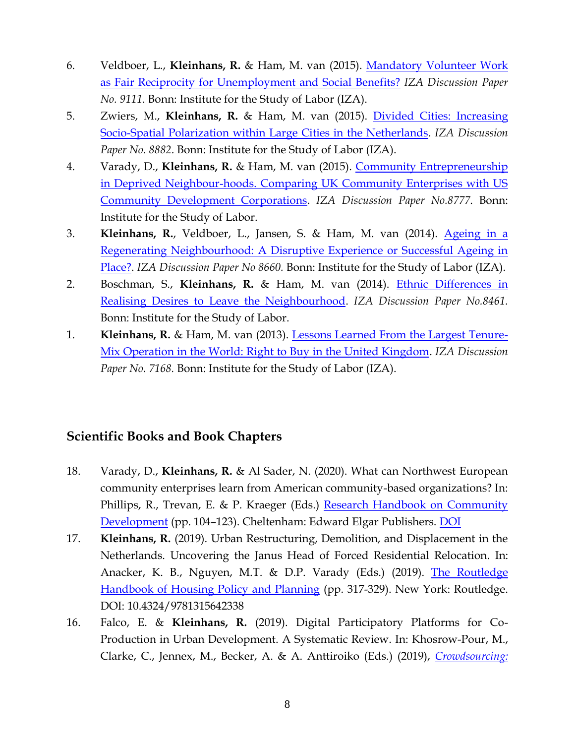6. Veldboer, L., **Kleinhans, R.** & Ham, M. van (2015). Mandatory Volunteer Work as Fair Reciprocity for Unemployment and Social Benefits? *IZA Discussion Paper No. 9111*. Bonn: Institute for the Study of Labor (IZA).

5. Zwiers, M., **Kleinhans, R.** & Ham, M. van (2015). Divided Cities: Increasing Socio-Spatial Polarization within Large Cities in the Netherlands. *IZA Discussion Paper No. 8882*. Bonn: Institute for the Study of Labor (IZA).

4. Varady, D., **Kleinhans, R.** & Ham, M. van (2015). Community Entrepreneurship in Deprived Neighbour-hoods. Comparing UK Community Enterprises with US Community Development Corporations. *IZA Discussion Paper No.8777*. Bonn: Institute for the Study of Labor.

3. **Kleinhans, R.**, Veldboer, L., Jansen, S. & Ham, M. van (2014). Ageing in a Regenerating Neighbourhood: A Disruptive Experience or Successful Ageing in Place?. *IZA Discussion Paper No 8660*. Bonn: Institute for the Study of Labor (IZA).

2. Boschman, S., **Kleinhans, R.** & Ham, M. van (2014). Ethnic Differences in Realising Desires to Leave the Neighbourhood. *IZA Discussion Paper No.8461*. Bonn: Institute for the Study of Labor.

1. **Kleinhans, R.** & Ham, M. van (2013). Lessons Learned From the Largest Tenure-Mix Operation in the World: Right to Buy in the United Kingdom. *IZA Discussion Paper No. 7168*. Bonn: Institute for the Study of Labor (IZA).

## Scientific Books and Book Chapters

18. Varady, D., **Kleinhans, R.** & Al Sader, N. (2020). What can Northwest European community enterprises learn from American community-based organizations? In: Phillips, R., Trevan, E. & P. Kraeger (Eds.) Research Handbook on Community Development (pp. 104–123). Cheltenham: Edward Elgar Publishers. DOI

17. **Kleinhans, R.** (2019). Urban Restructuring, Demolition, and Displacement in the Netherlands. Uncovering the Janus Head of Forced Residential Relocation. In: Anacker, K. B., Nguyen, M.T. & D.P. Varady (Eds.) (2019). The Routledge Handbook of Housing Policy and Planning (pp. 317-329). New York: Routledge. DOI: 10.4324/9781315642338

16. Falco, E. & **Kleinhans, R.** (2019). Digital Participatory Platforms for Co-Production in Urban Development. A Systematic Review. In: Khosrow-Pour, M., Clarke, C., Jennex, M., Becker, A. & A. Anttiroiko (Eds.) (2019), *Crowdsourcing:*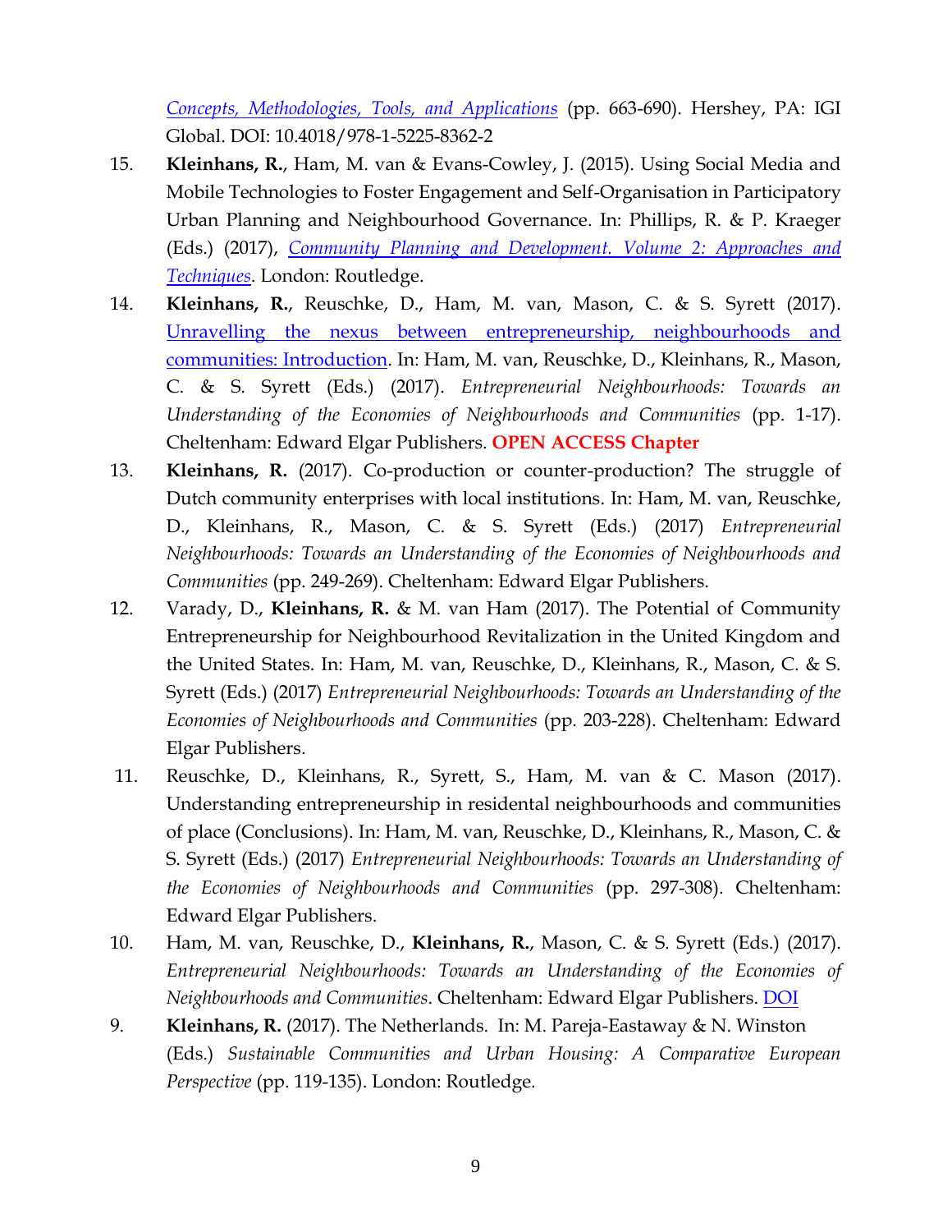*Concepts, Methodologies, Tools, and Applications* (pp. 663-690). Hershey, PA: IGI Global. DOI: 10.4018/978-1-5225-8362-2

15. **Kleinhans, R.**, Ham, M. van & Evans-Cowley, J. (2015). Using Social Media and Mobile Technologies to Foster Engagement and Self-Organisation in Participatory Urban Planning and Neighbourhood Governance. In: Phillips, R. & P. Kraeger (Eds.) (2017), *Community Planning and Development. Volume 2: Approaches and Techniques*. London: Routledge.

14. **Kleinhans, R.**, Reuschke, D., Ham, M. van, Mason, C. & S. Syrett (2017). Unravelling the nexus between entrepreneurship, neighbourhoods and communities: Introduction. In: Ham, M. van, Reuschke, D., Kleinhans, R., Mason, C. & S. Syrett (Eds.) (2017). *Entrepreneurial Neighbourhoods: Towards an Understanding of the Economies of Neighbourhoods and Communities* (pp. 1-17). Cheltenham: Edward Elgar Publishers. **OPEN ACCESS Chapter**

13. **Kleinhans, R.** (2017). Co-production or counter-production? The struggle of Dutch community enterprises with local institutions. In: Ham, M. van, Reuschke, D., Kleinhans, R., Mason, C. & S. Syrett (Eds.) (2017) *Entrepreneurial Neighbourhoods: Towards an Understanding of the Economies of Neighbourhoods and Communities* (pp. 249-269). Cheltenham: Edward Elgar Publishers.

12. Varady, D., **Kleinhans, R.** & M. van Ham (2017). The Potential of Community Entrepreneurship for Neighbourhood Revitalization in the United Kingdom and the United States. In: Ham, M. van, Reuschke, D., Kleinhans, R., Mason, C. & S. Syrett (Eds.) (2017) *Entrepreneurial Neighbourhoods: Towards an Understanding of the Economies of Neighbourhoods and Communities* (pp. 203-228). Cheltenham: Edward Elgar Publishers.

11. Reuschke, D., Kleinhans, R., Syrett, S., Ham, M. van & C. Mason (2017). Understanding entrepreneurship in residental neighbourhoods and communities of place (Conclusions). In: Ham, M. van, Reuschke, D., Kleinhans, R., Mason, C. & S. Syrett (Eds.) (2017) *Entrepreneurial Neighbourhoods: Towards an Understanding of the Economies of Neighbourhoods and Communities* (pp. 297-308). Cheltenham: Edward Elgar Publishers.

10. Ham, M. van, Reuschke, D., **Kleinhans, R.**, Mason, C. & S. Syrett (Eds.) (2017). *Entrepreneurial Neighbourhoods: Towards an Understanding of the Economies of Neighbourhoods and Communities*. Cheltenham: Edward Elgar Publishers. DOI

9. **Kleinhans, R.** (2017). The Netherlands. In: M. Pareja-Eastaway & N. Winston (Eds.) *Sustainable Communities and Urban Housing: A Comparative European Perspective* (pp. 119-135). London: Routledge.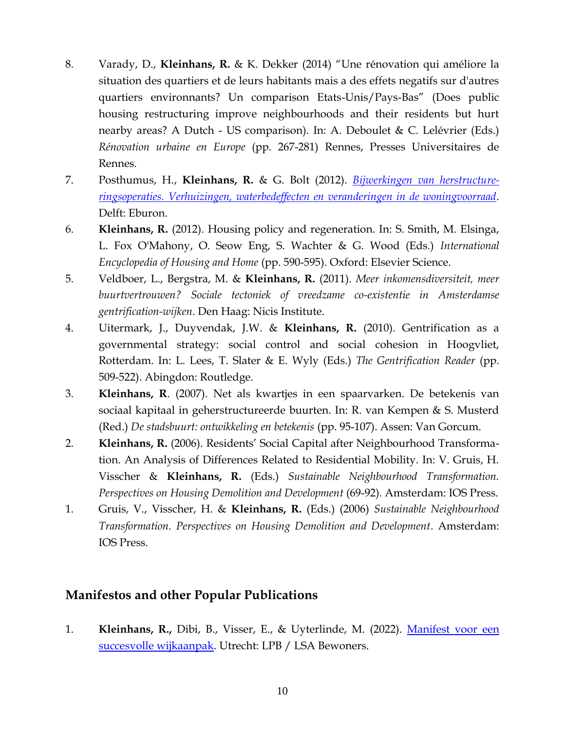8. Varady, D., **Kleinhans, R.** & K. Dekker (2014) "Une rénovation qui améliore la situation des quartiers et de leurs habitants mais a des effets negatifs sur d'autres quartiers environnants? Un comparison Etats-Unis/Pays-Bas" (Does public housing restructuring improve neighbourhoods and their residents but hurt nearby areas? A Dutch - US comparison). In: A. Deboulet & C. Lelévrier (Eds.) *Rénovation urbaine en Europe* (pp. 267-281) Rennes, Presses Universitaires de Rennes.

7. Posthumus, H., **Kleinhans, R.** & G. Bolt (2012). [*Bijwerkingen van herstructureringsoperaties. Verhuizingen, waterbedeffecten en veranderingen in de woningvoorraad*](). Delft: Eburon.

6. **Kleinhans, R.** (2012). Housing policy and regeneration. In: S. Smith, M. Elsinga, L. Fox O'Mahony, O. Seow Eng, S. Wachter & G. Wood (Eds.) *International Encyclopedia of Housing and Home* (pp. 590-595). Oxford: Elsevier Science.

5. Veldboer, L., Bergstra, M. & **Kleinhans, R.** (2011). *Meer inkomensdiversiteit, meer buurtvertrouwen? Sociale tectoniek of vreedzame co-existentie in Amsterdamse gentrification-wijken*. Den Haag: Nicis Institute.

4. Uitermark, J., Duyvendak, J.W. & **Kleinhans, R.** (2010). Gentrification as a governmental strategy: social control and social cohesion in Hoogvliet, Rotterdam. In: L. Lees, T. Slater & E. Wyly (Eds.) *The Gentrification Reader* (pp. 509-522). Abingdon: Routledge.

3. **Kleinhans, R**. (2007). Net als kwartjes in een spaarvarken. De betekenis van sociaal kapitaal in geherstructureerde buurten. In: R. van Kempen & S. Musterd (Red.) *De stadsbuurt: ontwikkeling en betekenis* (pp. 95-107). Assen: Van Gorcum.

2. **Kleinhans, R.** (2006). Residents' Social Capital after Neighbourhood Transformation. An Analysis of Differences Related to Residential Mobility. In: V. Gruis, H. Visscher & **Kleinhans, R.** (Eds.) *Sustainable Neighbourhood Transformation. Perspectives on Housing Demolition and Development* (69-92). Amsterdam: IOS Press.

1. Gruis, V., Visscher, H. & **Kleinhans, R.** (Eds.) (2006) *Sustainable Neighbourhood Transformation. Perspectives on Housing Demolition and Development*. Amsterdam: IOS Press.

## Manifestos and other Popular Publications

1. **Kleinhans, R.,** Dibi, B., Visser, E., & Uyterlinde, M. (2022). [Manifest voor een succesvolle wijkaanpak](). Utrecht: LPB / LSA Bewoners.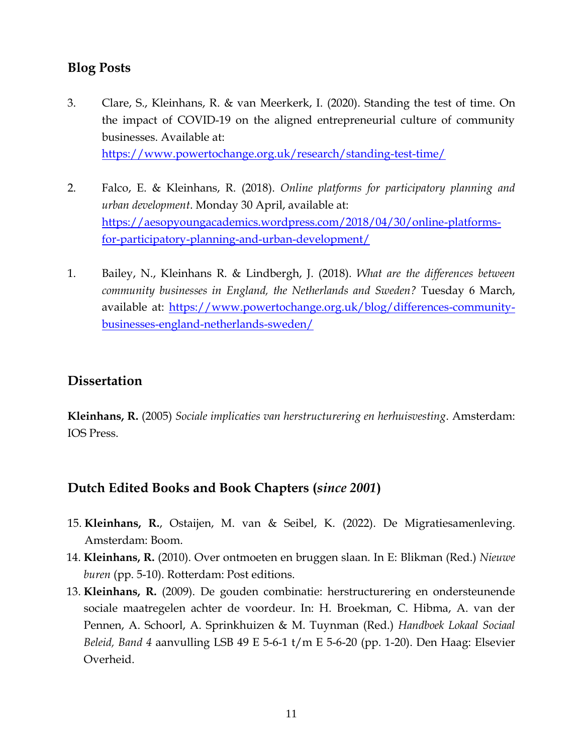## Blog Posts

3. Clare, S., Kleinhans, R. & van Meerkerk, I. (2020). Standing the test of time. On the impact of COVID-19 on the aligned entrepreneurial culture of community businesses. Available at: https://www.powertochange.org.uk/research/standing-test-time/

2. Falco, E. & Kleinhans, R. (2018). *Online platforms for participatory planning and urban development*. Monday 30 April, available at: https://aesopyoungacademics.wordpress.com/2018/04/30/online-platforms-for-participatory-planning-and-urban-development/

1. Bailey, N., Kleinhans R. & Lindbergh, J. (2018). *What are the differences between community businesses in England, the Netherlands and Sweden?* Tuesday 6 March, available at: https://www.powertochange.org.uk/blog/differences-community-businesses-england-netherlands-sweden/

## Dissertation

**Kleinhans, R.** (2005) *Sociale implicaties van herstructurering en herhuisvesting*. Amsterdam: IOS Press.

## Dutch Edited Books and Book Chapters (*since 2001*)

15. **Kleinhans, R.**, Ostaijen, M. van & Seibel, K. (2022). De Migratiesamenleving. Amsterdam: Boom.
14. **Kleinhans, R.** (2010). Over ontmoeten en bruggen slaan. In E: Blikman (Red.) *Nieuwe buren* (pp. 5-10). Rotterdam: Post editions.
13. **Kleinhans, R.** (2009). De gouden combinatie: herstructurering en ondersteunende sociale maatregelen achter de voordeur. In: H. Broekman, C. Hibma, A. van der Pennen, A. Schoorl, A. Sprinkhuizen & M. Tuynman (Red.) *Handboek Lokaal Sociaal Beleid, Band 4* aanvulling LSB 49 E 5-6-1 t/m E 5-6-20 (pp. 1-20). Den Haag: Elsevier Overheid.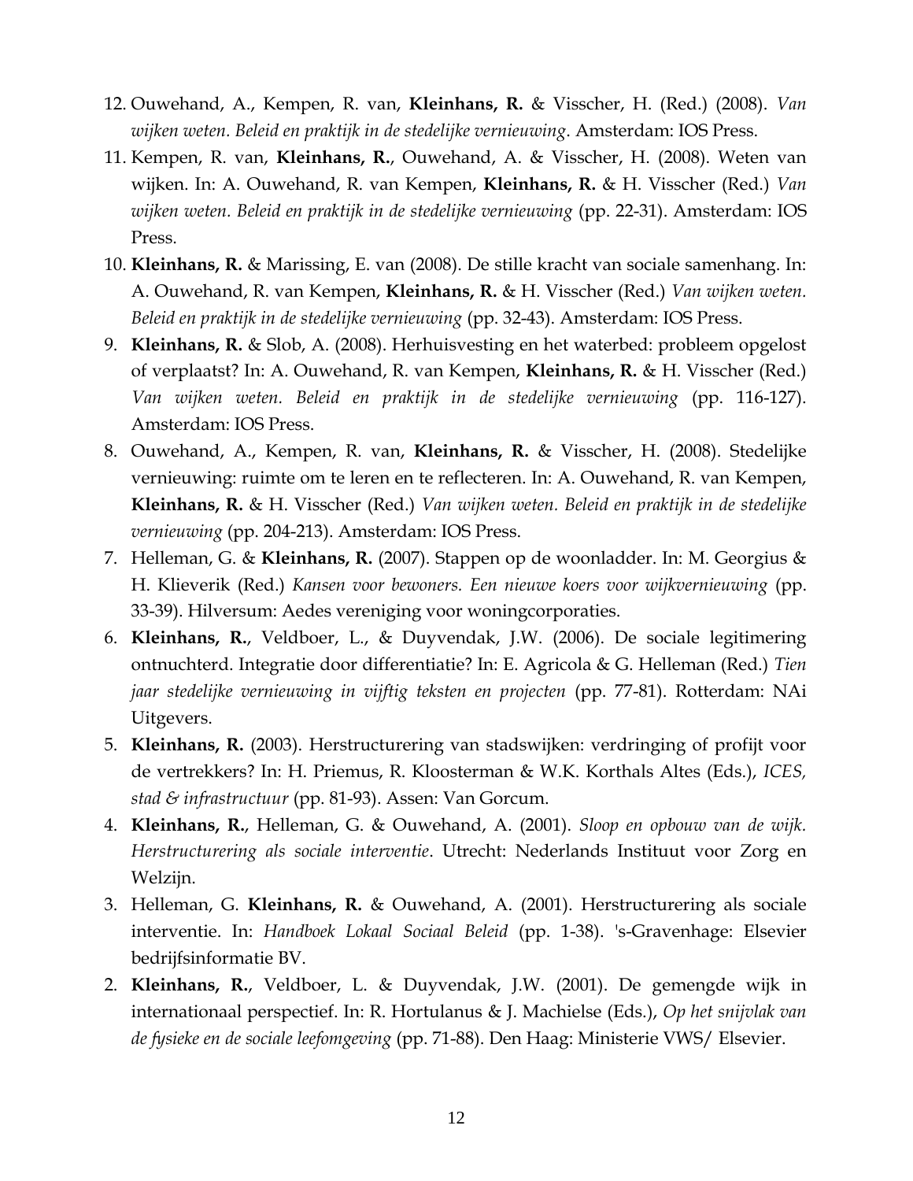12. Ouwehand, A., Kempen, R. van, **Kleinhans, R.** & Visscher, H. (Red.) (2008). *Van wijken weten. Beleid en praktijk in de stedelijke vernieuwing*. Amsterdam: IOS Press.

11. Kempen, R. van, **Kleinhans, R.**, Ouwehand, A. & Visscher, H. (2008). Weten van wijken. In: A. Ouwehand, R. van Kempen, **Kleinhans, R.** & H. Visscher (Red.) *Van wijken weten. Beleid en praktijk in de stedelijke vernieuwing* (pp. 22-31). Amsterdam: IOS Press.

10. **Kleinhans, R.** & Marissing, E. van (2008). De stille kracht van sociale samenhang. In: A. Ouwehand, R. van Kempen, **Kleinhans, R.** & H. Visscher (Red.) *Van wijken weten. Beleid en praktijk in de stedelijke vernieuwing* (pp. 32-43). Amsterdam: IOS Press.

9. **Kleinhans, R.** & Slob, A. (2008). Herhuisvesting en het waterbed: probleem opgelost of verplaatst? In: A. Ouwehand, R. van Kempen, **Kleinhans, R.** & H. Visscher (Red.) *Van wijken weten. Beleid en praktijk in de stedelijke vernieuwing* (pp. 116-127). Amsterdam: IOS Press.

8. Ouwehand, A., Kempen, R. van, **Kleinhans, R.** & Visscher, H. (2008). Stedelijke vernieuwing: ruimte om te leren en te reflecteren. In: A. Ouwehand, R. van Kempen, **Kleinhans, R.** & H. Visscher (Red.) *Van wijken weten. Beleid en praktijk in de stedelijke vernieuwing* (pp. 204-213). Amsterdam: IOS Press.

7. Helleman, G. & **Kleinhans, R.** (2007). Stappen op de woonladder. In: M. Georgius & H. Klieverik (Red.) *Kansen voor bewoners. Een nieuwe koers voor wijkvernieuwing* (pp. 33-39). Hilversum: Aedes vereniging voor woningcorporaties.

6. **Kleinhans, R.**, Veldboer, L., & Duyvendak, J.W. (2006). De sociale legitimering ontnuchterd. Integratie door differentiatie? In: E. Agricola & G. Helleman (Red.) *Tien jaar stedelijke vernieuwing in vijftig teksten en projecten* (pp. 77-81). Rotterdam: NAi Uitgevers.

5. **Kleinhans, R.** (2003). Herstructurering van stadswijken: verdringing of profijt voor de vertrekkers? In: H. Priemus, R. Kloosterman & W.K. Korthals Altes (Eds.), *ICES, stad & infrastructuur* (pp. 81-93). Assen: Van Gorcum.

4. **Kleinhans, R.**, Helleman, G. & Ouwehand, A. (2001). *Sloop en opbouw van de wijk. Herstructurering als sociale interventie*. Utrecht: Nederlands Instituut voor Zorg en Welzijn.

3. Helleman, G. **Kleinhans, R.** & Ouwehand, A. (2001). Herstructurering als sociale interventie. In: *Handboek Lokaal Sociaal Beleid* (pp. 1-38). 's-Gravenhage: Elsevier bedrijfsinformatie BV.

2. **Kleinhans, R.**, Veldboer, L. & Duyvendak, J.W. (2001). De gemengde wijk in internationaal perspectief. In: R. Hortulanus & J. Machielse (Eds.), *Op het snijvlak van de fysieke en de sociale leefomgeving* (pp. 71-88). Den Haag: Ministerie VWS/ Elsevier.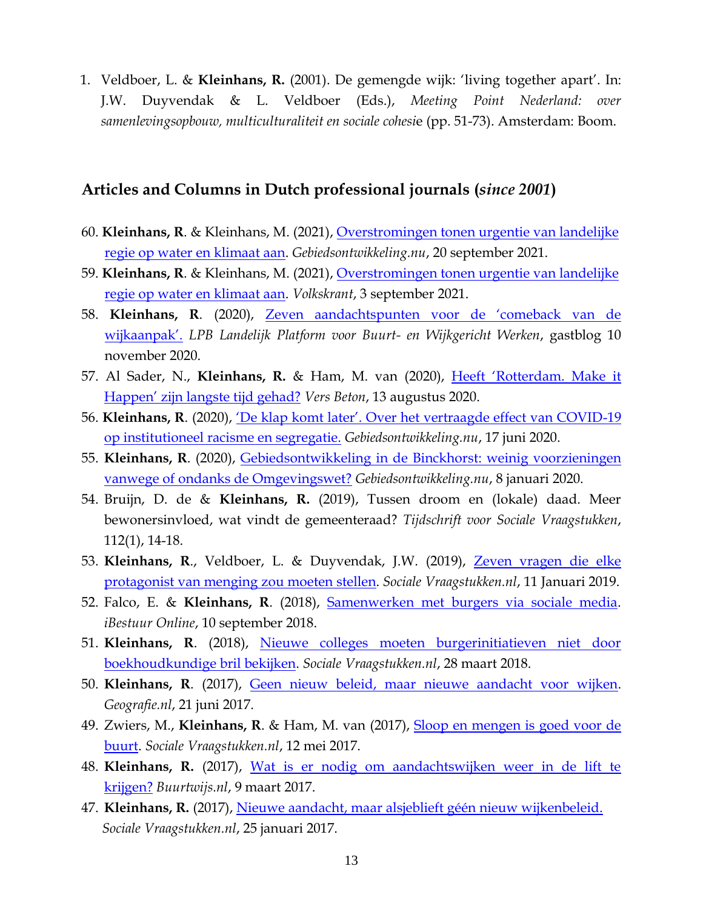1. Veldboer, L. & **Kleinhans, R.** (2001). De gemengde wijk: 'living together apart'. In: J.W. Duyvendak & L. Veldboer (Eds.), *Meeting Point Nederland: over samenlevingsopbouw, multiculturaliteit en sociale cohesi*e (pp. 51-73). Amsterdam: Boom.

## Articles and Columns in Dutch professional journals (*since 2001*)

60. **Kleinhans, R**. & Kleinhans, M. (2021), Overstromingen tonen urgentie van landelijke regie op water en klimaat aan. *Gebiedsontwikkeling.nu*, 20 september 2021.
59. **Kleinhans, R**. & Kleinhans, M. (2021), Overstromingen tonen urgentie van landelijke regie op water en klimaat aan. *Volkskrant*, 3 september 2021.
58. **Kleinhans, R**. (2020), Zeven aandachtspunten voor de 'comeback van de wijkaanpak'. *LPB Landelijk Platform voor Buurt- en Wijkgericht Werken*, gastblog 10 november 2020.
57. Al Sader, N., **Kleinhans, R.** & Ham, M. van (2020), Heeft 'Rotterdam. Make it Happen' zijn langste tijd gehad? *Vers Beton*, 13 augustus 2020.
56. **Kleinhans, R**. (2020), 'De klap komt later'. Over het vertraagde effect van COVID-19 op institutioneel racisme en segregatie. *Gebiedsontwikkeling.nu*, 17 juni 2020.
55. **Kleinhans, R**. (2020), Gebiedsontwikkeling in de Binckhorst: weinig voorzieningen vanwege of ondanks de Omgevingswet? *Gebiedsontwikkeling.nu*, 8 januari 2020.
54. Bruijn, D. de & **Kleinhans, R.** (2019), Tussen droom en (lokale) daad. Meer bewonersinvloed, wat vindt de gemeenteraad? *Tijdschrift voor Sociale Vraagstukken*, 112(1), 14-18.
53. **Kleinhans, R**., Veldboer, L. & Duyvendak, J.W. (2019), Zeven vragen die elke protagonist van menging zou moeten stellen. *Sociale Vraagstukken.nl*, 11 Januari 2019.
52. Falco, E. & **Kleinhans, R**. (2018), Samenwerken met burgers via sociale media. *iBestuur Online*, 10 september 2018.
51. **Kleinhans, R**. (2018), Nieuwe colleges moeten burgerinitiatieven niet door boekhoudkundige bril bekijken. *Sociale Vraagstukken.nl*, 28 maart 2018.
50. **Kleinhans, R**. (2017), Geen nieuw beleid, maar nieuwe aandacht voor wijken. *Geografie.nl*, 21 juni 2017.
49. Zwiers, M., **Kleinhans, R**. & Ham, M. van (2017), Sloop en mengen is goed voor de buurt. *Sociale Vraagstukken.nl*, 12 mei 2017.
48. **Kleinhans, R.** (2017), Wat is er nodig om aandachtswijken weer in de lift te krijgen? *Buurtwijs.nl*, 9 maart 2017.
47. **Kleinhans, R.** (2017), Nieuwe aandacht, maar alsjeblieft géén nieuw wijkenbeleid. *Sociale Vraagstukken.nl*, 25 januari 2017.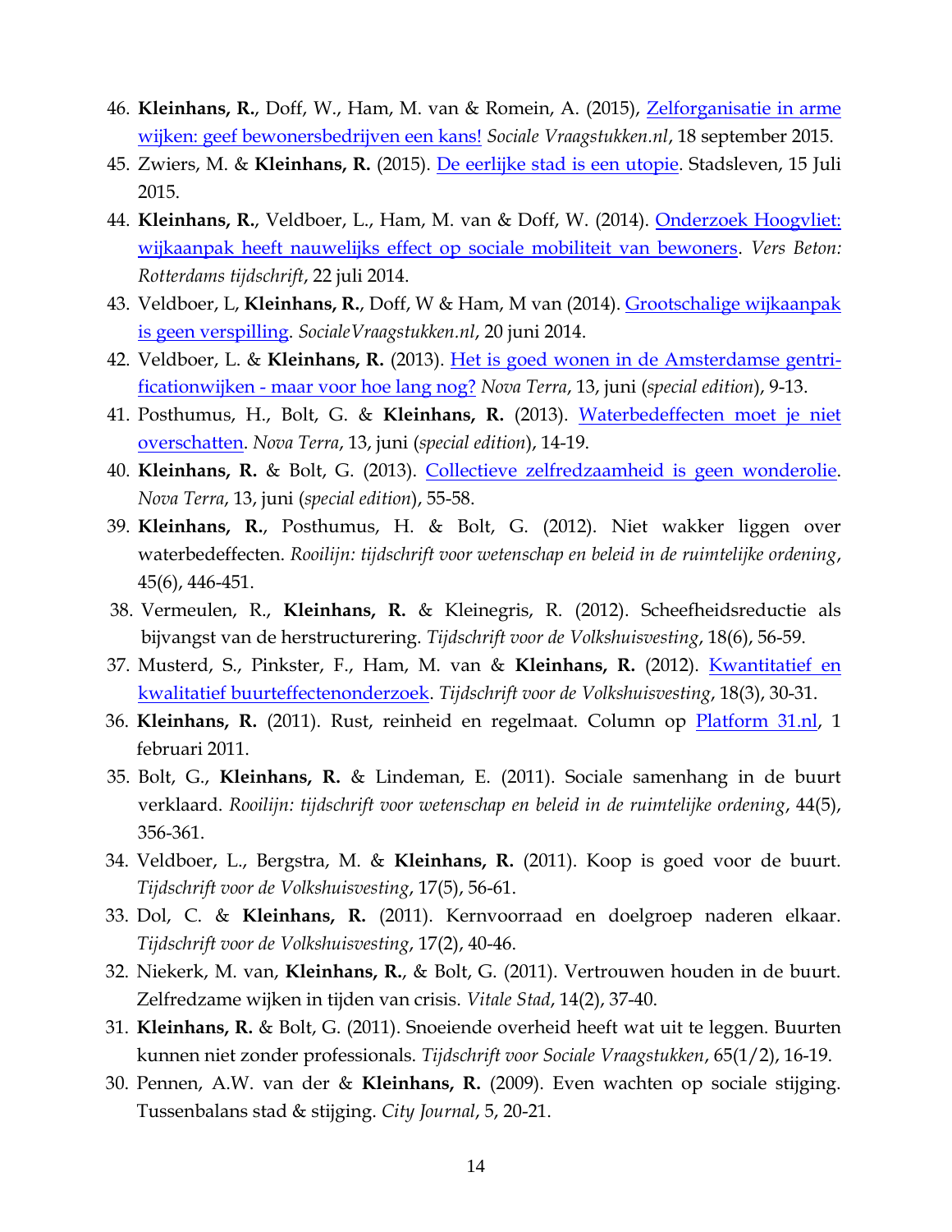46. **Kleinhans, R.**, Doff, W., Ham, M. van & Romein, A. (2015), Zelforganisatie in arme wijken: geef bewonersbedrijven een kans! *Sociale Vraagstukken.nl*, 18 september 2015.
45. Zwiers, M. & **Kleinhans, R.** (2015). De eerlijke stad is een utopie. Stadsleven, 15 Juli 2015.
44. **Kleinhans, R.**, Veldboer, L., Ham, M. van & Doff, W. (2014). Onderzoek Hoogvliet: wijkaanpak heeft nauwelijks effect op sociale mobiliteit van bewoners. *Vers Beton: Rotterdams tijdschrift*, 22 juli 2014.
43. Veldboer, L, **Kleinhans, R.**, Doff, W & Ham, M van (2014). Grootschalige wijkaanpak is geen verspilling. *SocialeVraagstukken.nl*, 20 juni 2014.
42. Veldboer, L. & **Kleinhans, R.** (2013). Het is goed wonen in de Amsterdamse gentrificationwijken - maar voor hoe lang nog? *Nova Terra*, 13, juni (*special edition*), 9-13.
41. Posthumus, H., Bolt, G. & **Kleinhans, R.** (2013). Waterbedeffecten moet je niet overschatten. *Nova Terra*, 13, juni (*special edition*), 14-19.
40. **Kleinhans, R.** & Bolt, G. (2013). Collectieve zelfredzaamheid is geen wonderolie. *Nova Terra*, 13, juni (*special edition*), 55-58.
39. **Kleinhans, R.**, Posthumus, H. & Bolt, G. (2012). Niet wakker liggen over waterbedeffecten. *Rooilijn: tijdschrift voor wetenschap en beleid in de ruimtelijke ordening*, 45(6), 446-451.
38. Vermeulen, R., **Kleinhans, R.** & Kleinegris, R. (2012). Scheefheidsreductie als bijvangst van de herstructurering. *Tijdschrift voor de Volkshuisvesting*, 18(6), 56-59.
37. Musterd, S., Pinkster, F., Ham, M. van & **Kleinhans, R.** (2012). Kwantitatief en kwalitatief buurteffectenonderzoek. *Tijdschrift voor de Volkshuisvesting*, 18(3), 30-31.
36. **Kleinhans, R.** (2011). Rust, reinheid en regelmaat. Column op Platform 31.nl, 1 februari 2011.
35. Bolt, G., **Kleinhans, R.** & Lindeman, E. (2011). Sociale samenhang in de buurt verklaard. *Rooilijn: tijdschrift voor wetenschap en beleid in de ruimtelijke ordening*, 44(5), 356-361.
34. Veldboer, L., Bergstra, M. & **Kleinhans, R.** (2011). Koop is goed voor de buurt. *Tijdschrift voor de Volkshuisvesting*, 17(5), 56-61.
33. Dol, C. & **Kleinhans, R.** (2011). Kernvoorraad en doelgroep naderen elkaar. *Tijdschrift voor de Volkshuisvesting*, 17(2), 40-46.
32. Niekerk, M. van, **Kleinhans, R.**, & Bolt, G. (2011). Vertrouwen houden in de buurt. Zelfredzame wijken in tijden van crisis. *Vitale Stad*, 14(2), 37-40.
31. **Kleinhans, R.** & Bolt, G. (2011). Snoeiende overheid heeft wat uit te leggen. Buurten kunnen niet zonder professionals. *Tijdschrift voor Sociale Vraagstukken*, 65(1/2), 16-19.
30. Pennen, A.W. van der & **Kleinhans, R.** (2009). Even wachten op sociale stijging. Tussenbalans stad & stijging. *City Journal*, 5, 20-21.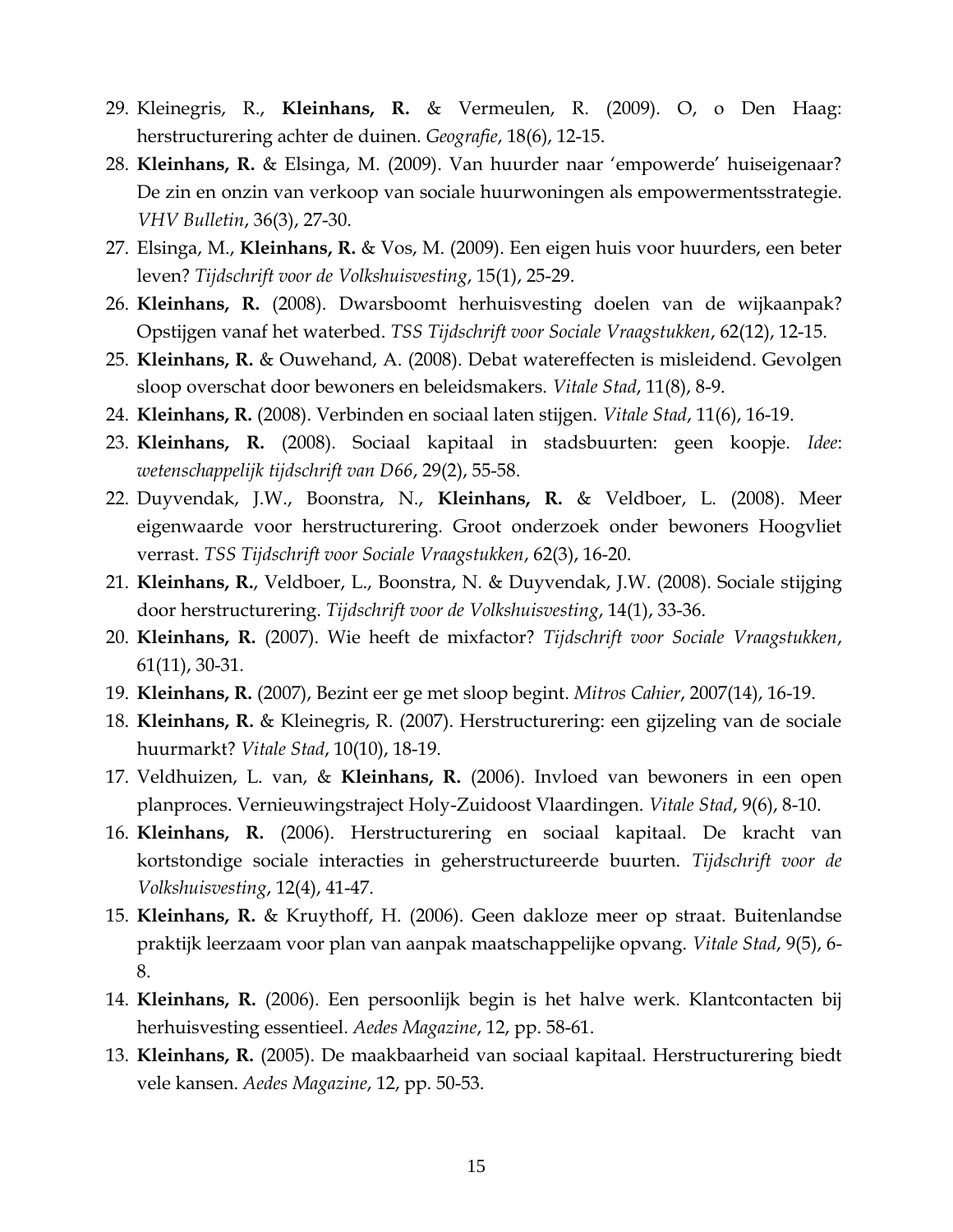29. Kleinegris, R., **Kleinhans, R.** & Vermeulen, R. (2009). O, o Den Haag: herstructurering achter de duinen. *Geografie*, 18(6), 12-15.
28. **Kleinhans, R.** & Elsinga, M. (2009). Van huurder naar 'empowerde' huiseigenaar? De zin en onzin van verkoop van sociale huurwoningen als empowermentsstrategie. *VHV Bulletin*, 36(3), 27-30.
27. Elsinga, M., **Kleinhans, R.** & Vos, M. (2009). Een eigen huis voor huurders, een beter leven? *Tijdschrift voor de Volkshuisvesting*, 15(1), 25-29.
26. **Kleinhans, R.** (2008). Dwarsboomt herhuisvesting doelen van de wijkaanpak? Opstijgen vanaf het waterbed. *TSS Tijdschrift voor Sociale Vraagstukken*, 62(12), 12-15.
25. **Kleinhans, R.** & Ouwehand, A. (2008). Debat watereffecten is misleidend. Gevolgen sloop overschat door bewoners en beleidsmakers. *Vitale Stad*, 11(8), 8-9.
24. **Kleinhans, R.** (2008). Verbinden en sociaal laten stijgen. *Vitale Stad*, 11(6), 16-19.
23. **Kleinhans, R.** (2008). Sociaal kapitaal in stadsbuurten: geen koopje. *Idee*: *wetenschappelijk tijdschrift van D66*, 29(2), 55-58.
22. Duyvendak, J.W., Boonstra, N., **Kleinhans, R.** & Veldboer, L. (2008). Meer eigenwaarde voor herstructurering. Groot onderzoek onder bewoners Hoogvliet verrast. *TSS Tijdschrift voor Sociale Vraagstukken*, 62(3), 16-20.
21. **Kleinhans, R.**, Veldboer, L., Boonstra, N. & Duyvendak, J.W. (2008). Sociale stijging door herstructurering. *Tijdschrift voor de Volkshuisvesting*, 14(1), 33-36.
20. **Kleinhans, R.** (2007). Wie heeft de mixfactor? *Tijdschrift voor Sociale Vraagstukken*, 61(11), 30-31.
19. **Kleinhans, R.** (2007), Bezint eer ge met sloop begint. *Mitros Cahier*, 2007(14), 16-19.
18. **Kleinhans, R.** & Kleinegris, R. (2007). Herstructurering: een gijzeling van de sociale huurmarkt? *Vitale Stad*, 10(10), 18-19.
17. Veldhuizen, L. van, & **Kleinhans, R.** (2006). Invloed van bewoners in een open planproces. Vernieuwingstraject Holy-Zuidoost Vlaardingen. *Vitale Stad*, 9(6), 8-10.
16. **Kleinhans, R.** (2006). Herstructurering en sociaal kapitaal. De kracht van kortstondige sociale interacties in geherstructureerde buurten. *Tijdschrift voor de Volkshuisvesting*, 12(4), 41-47.
15. **Kleinhans, R.** & Kruythoff, H. (2006). Geen dakloze meer op straat. Buitenlandse praktijk leerzaam voor plan van aanpak maatschappelijke opvang. *Vitale Stad*, 9(5), 6-8.
14. **Kleinhans, R.** (2006). Een persoonlijk begin is het halve werk. Klantcontacten bij herhuisvesting essentieel. *Aedes Magazine*, 12, pp. 58-61.
13. **Kleinhans, R.** (2005). De maakbaarheid van sociaal kapitaal. Herstructurering biedt vele kansen. *Aedes Magazine*, 12, pp. 50-53.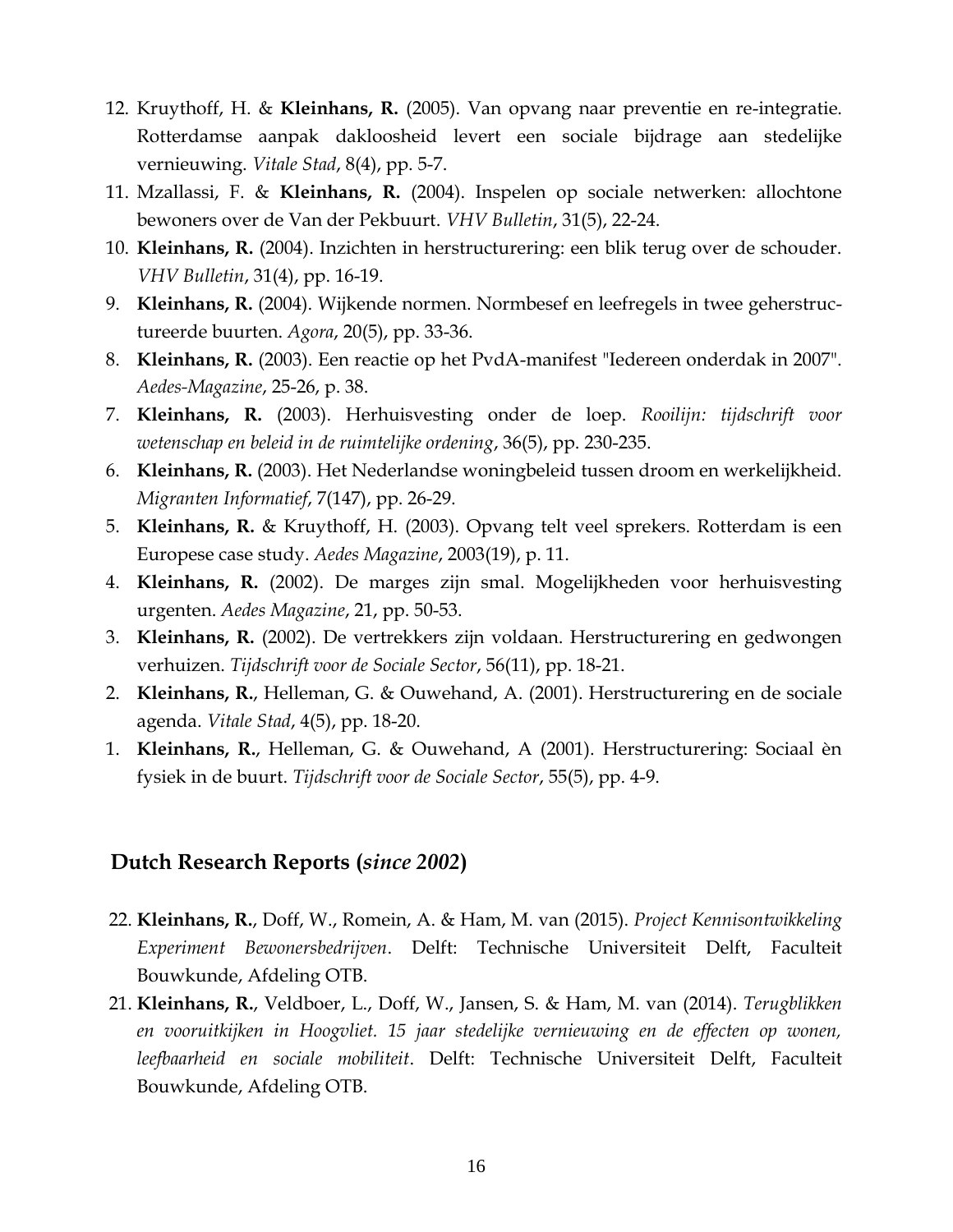12. Kruythoff, H. & **Kleinhans, R.** (2005). Van opvang naar preventie en re-integratie. Rotterdamse aanpak dakloosheid levert een sociale bijdrage aan stedelijke vernieuwing. *Vitale Stad*, 8(4), pp. 5-7.
11. Mzallassi, F. & **Kleinhans, R.** (2004). Inspelen op sociale netwerken: allochtone bewoners over de Van der Pekbuurt. *VHV Bulletin*, 31(5), 22-24.
10. **Kleinhans, R.** (2004). Inzichten in herstructurering: een blik terug over de schouder. *VHV Bulletin*, 31(4), pp. 16-19.
9. **Kleinhans, R.** (2004). Wijkende normen. Normbesef en leefregels in twee geherstructureerde buurten. *Agora*, 20(5), pp. 33-36.
8. **Kleinhans, R.** (2003). Een reactie op het PvdA-manifest "Iedereen onderdak in 2007". *Aedes-Magazine*, 25-26, p. 38.
7. **Kleinhans, R.** (2003). Herhuisvesting onder de loep. *Rooilijn: tijdschrift voor wetenschap en beleid in de ruimtelijke ordening*, 36(5), pp. 230-235.
6. **Kleinhans, R.** (2003). Het Nederlandse woningbeleid tussen droom en werkelijkheid. *Migranten Informatief*, 7(147), pp. 26-29.
5. **Kleinhans, R.** & Kruythoff, H. (2003). Opvang telt veel sprekers. Rotterdam is een Europese case study. *Aedes Magazine*, 2003(19), p. 11.
4. **Kleinhans, R.** (2002). De marges zijn smal. Mogelijkheden voor herhuisvesting urgenten. *Aedes Magazine*, 21, pp. 50-53.
3. **Kleinhans, R.** (2002). De vertrekkers zijn voldaan. Herstructurering en gedwongen verhuizen. *Tijdschrift voor de Sociale Sector*, 56(11), pp. 18-21.
2. **Kleinhans, R.**, Helleman, G. & Ouwehand, A. (2001). Herstructurering en de sociale agenda. *Vitale Stad*, 4(5), pp. 18-20.
1. **Kleinhans, R.**, Helleman, G. & Ouwehand, A (2001). Herstructurering: Sociaal èn fysiek in de buurt. *Tijdschrift voor de Sociale Sector*, 55(5), pp. 4-9.

## Dutch Research Reports (*since 2002*)

22. **Kleinhans, R.**, Doff, W., Romein, A. & Ham, M. van (2015). *Project Kennisontwikkeling Experiment Bewonersbedrijven*. Delft: Technische Universiteit Delft, Faculteit Bouwkunde, Afdeling OTB.
21. **Kleinhans, R.**, Veldboer, L., Doff, W., Jansen, S. & Ham, M. van (2014). *Terugblikken en vooruitkijken in Hoogvliet. 15 jaar stedelijke vernieuwing en de effecten op wonen, leefbaarheid en sociale mobiliteit*. Delft: Technische Universiteit Delft, Faculteit Bouwkunde, Afdeling OTB.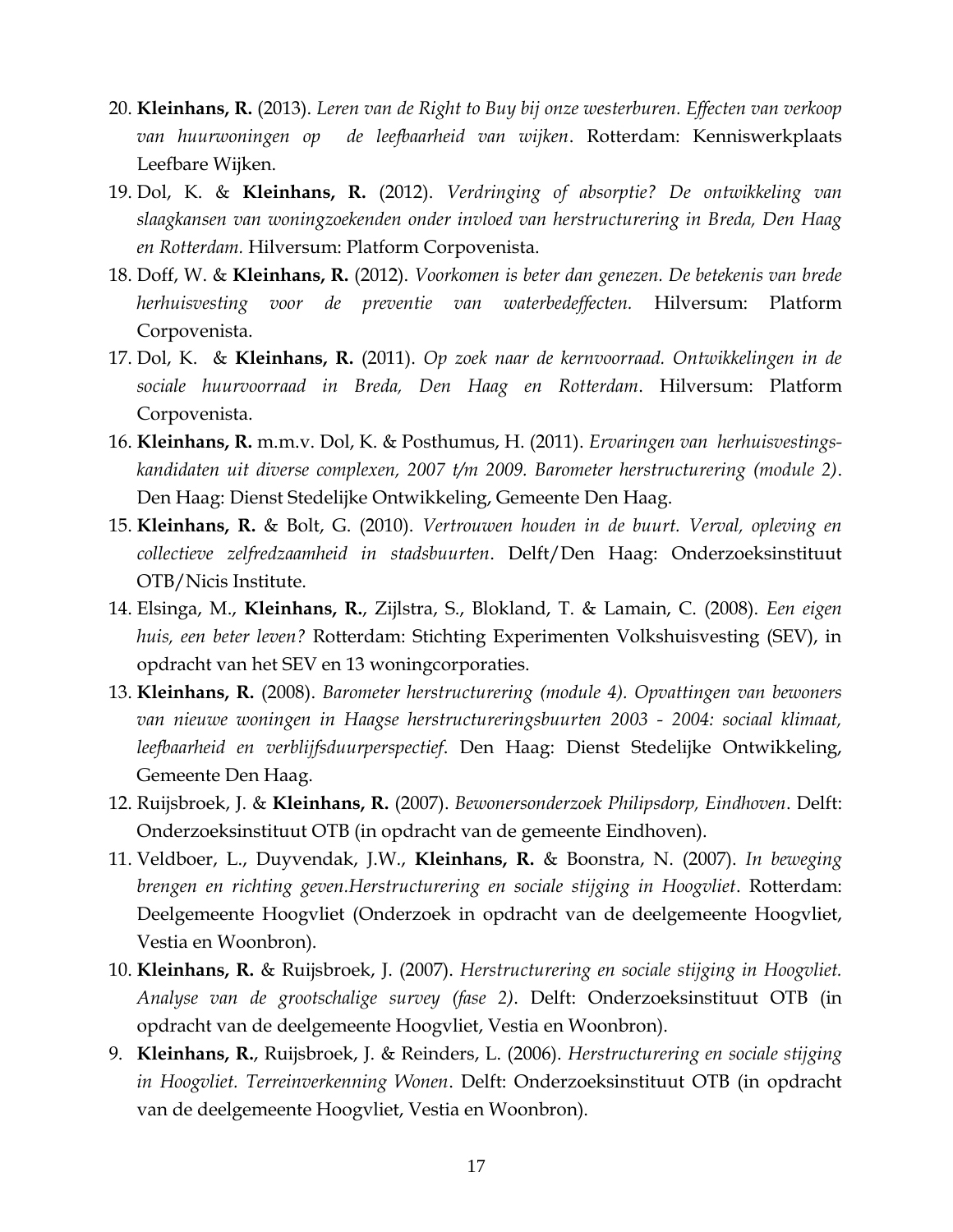20. **Kleinhans, R.** (2013). *Leren van de Right to Buy bij onze westerburen. Effecten van verkoop van huurwoningen op de leefbaarheid van wijken*. Rotterdam: Kenniswerkplaats Leefbare Wijken.
19. Dol, K. & **Kleinhans, R.** (2012). *Verdringing of absorptie? De ontwikkeling van slaagkansen van woningzoekenden onder invloed van herstructurering in Breda, Den Haag en Rotterdam.* Hilversum: Platform Corpovenista.
18. Doff, W. & **Kleinhans, R.** (2012). *Voorkomen is beter dan genezen. De betekenis van brede herhuisvesting voor de preventie van waterbedeffecten.* Hilversum: Platform Corpovenista.
17. Dol, K. & **Kleinhans, R.** (2011). *Op zoek naar de kernvoorraad. Ontwikkelingen in de sociale huurvoorraad in Breda, Den Haag en Rotterdam*. Hilversum: Platform Corpovenista.
16. **Kleinhans, R.** m.m.v. Dol, K. & Posthumus, H. (2011). *Ervaringen van herhuisvestings-kandidaten uit diverse complexen, 2007 t/m 2009. Barometer herstructurering (module 2)*. Den Haag: Dienst Stedelijke Ontwikkeling, Gemeente Den Haag.
15. **Kleinhans, R.** & Bolt, G. (2010). *Vertrouwen houden in de buurt. Verval, opleving en collectieve zelfredzaamheid in stadsbuurten*. Delft/Den Haag: Onderzoeksinstituut OTB/Nicis Institute.
14. Elsinga, M., **Kleinhans, R.**, Zijlstra, S., Blokland, T. & Lamain, C. (2008). *Een eigen huis, een beter leven?* Rotterdam: Stichting Experimenten Volkshuisvesting (SEV), in opdracht van het SEV en 13 woningcorporaties.
13. **Kleinhans, R.** (2008). *Barometer herstructurering (module 4). Opvattingen van bewoners van nieuwe woningen in Haagse herstructureringsbuurten 2003 - 2004: sociaal klimaat, leefbaarheid en verblijfsduurperspectief*. Den Haag: Dienst Stedelijke Ontwikkeling, Gemeente Den Haag.
12. Ruijsbroek, J. & **Kleinhans, R.** (2007). *Bewonersonderzoek Philipsdorp, Eindhoven*. Delft: Onderzoeksinstituut OTB (in opdracht van de gemeente Eindhoven).
11. Veldboer, L., Duyvendak, J.W., **Kleinhans, R.** & Boonstra, N. (2007). *In beweging brengen en richting geven.Herstructurering en sociale stijging in Hoogvliet*. Rotterdam: Deelgemeente Hoogvliet (Onderzoek in opdracht van de deelgemeente Hoogvliet, Vestia en Woonbron).
10. **Kleinhans, R.** & Ruijsbroek, J. (2007). *Herstructurering en sociale stijging in Hoogvliet. Analyse van de grootschalige survey (fase 2)*. Delft: Onderzoeksinstituut OTB (in opdracht van de deelgemeente Hoogvliet, Vestia en Woonbron).
9. **Kleinhans, R.**, Ruijsbroek, J. & Reinders, L. (2006). *Herstructurering en sociale stijging in Hoogvliet. Terreinverkenning Wonen*. Delft: Onderzoeksinstituut OTB (in opdracht van de deelgemeente Hoogvliet, Vestia en Woonbron).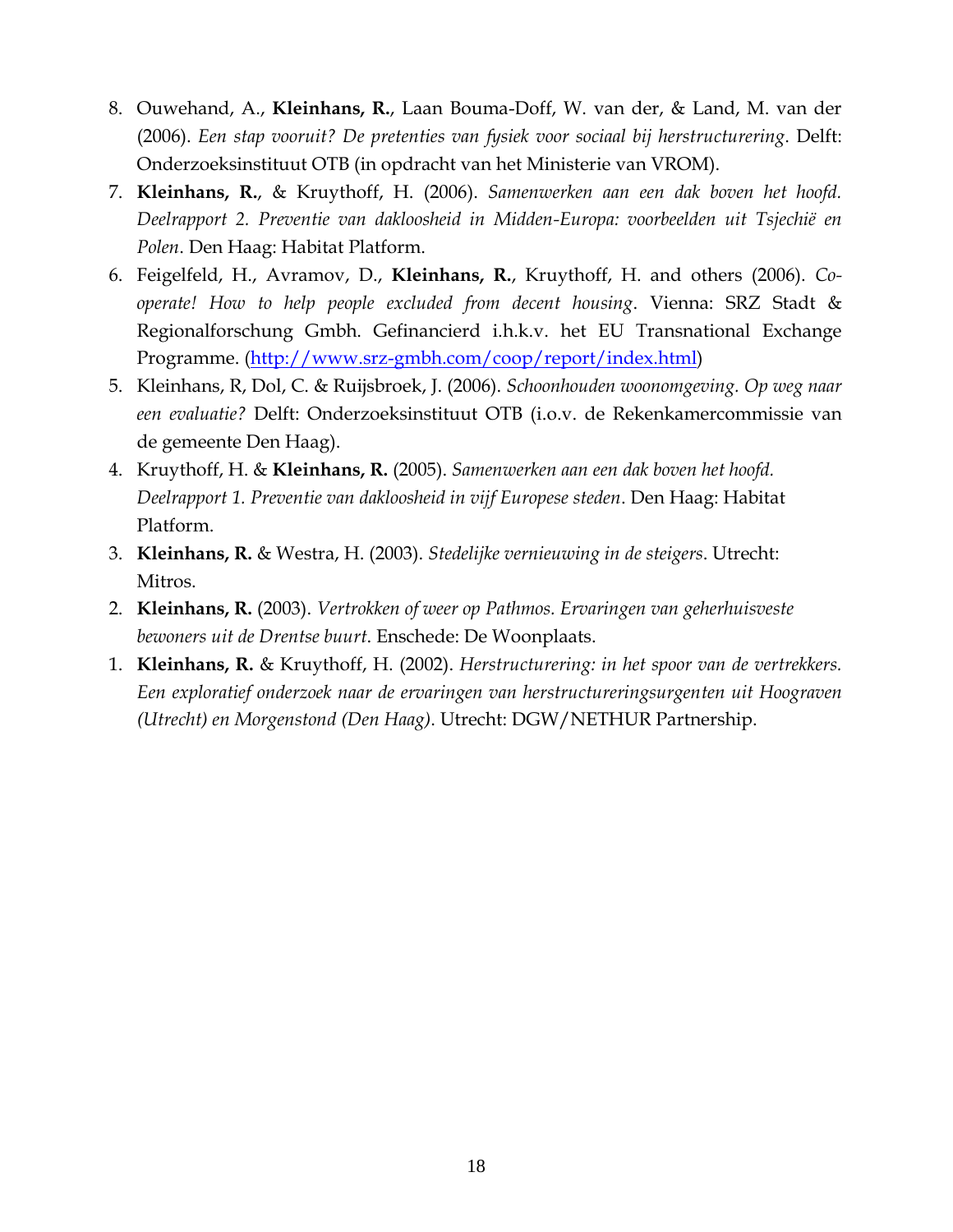8. Ouwehand, A., **Kleinhans, R.**, Laan Bouma-Doff, W. van der, & Land, M. van der (2006). *Een stap vooruit? De pretenties van fysiek voor sociaal bij herstructurering*. Delft: Onderzoeksinstituut OTB (in opdracht van het Ministerie van VROM).
7. **Kleinhans, R.**, & Kruythoff, H. (2006). *Samenwerken aan een dak boven het hoofd. Deelrapport 2. Preventie van dakloosheid in Midden-Europa: voorbeelden uit Tsjechië en Polen*. Den Haag: Habitat Platform.
6. Feigelfeld, H., Avramov, D., **Kleinhans, R.**, Kruythoff, H. and others (2006). *Co-operate! How to help people excluded from decent housing*. Vienna: SRZ Stadt & Regionalforschung Gmbh. Gefinancierd i.h.k.v. het EU Transnational Exchange Programme. (http://www.srz-gmbh.com/coop/report/index.html)
5. Kleinhans, R, Dol, C. & Ruijsbroek, J. (2006). *Schoonhouden woonomgeving. Op weg naar een evaluatie?* Delft: Onderzoeksinstituut OTB (i.o.v. de Rekenkamercommissie van de gemeente Den Haag).
4. Kruythoff, H. & **Kleinhans, R.** (2005). *Samenwerken aan een dak boven het hoofd. Deelrapport 1. Preventie van dakloosheid in vijf Europese steden*. Den Haag: Habitat Platform.
3. **Kleinhans, R.** & Westra, H. (2003). *Stedelijke vernieuwing in de steigers*. Utrecht: Mitros.
2. **Kleinhans, R.** (2003). *Vertrokken of weer op Pathmos. Ervaringen van geherhuisveste bewoners uit de Drentse buurt*. Enschede: De Woonplaats.
1. **Kleinhans, R.** & Kruythoff, H. (2002). *Herstructurering: in het spoor van de vertrekkers. Een exploratief onderzoek naar de ervaringen van herstructureringsurgenten uit Hoograven (Utrecht) en Morgenstond (Den Haag)*. Utrecht: DGW/NETHUR Partnership.